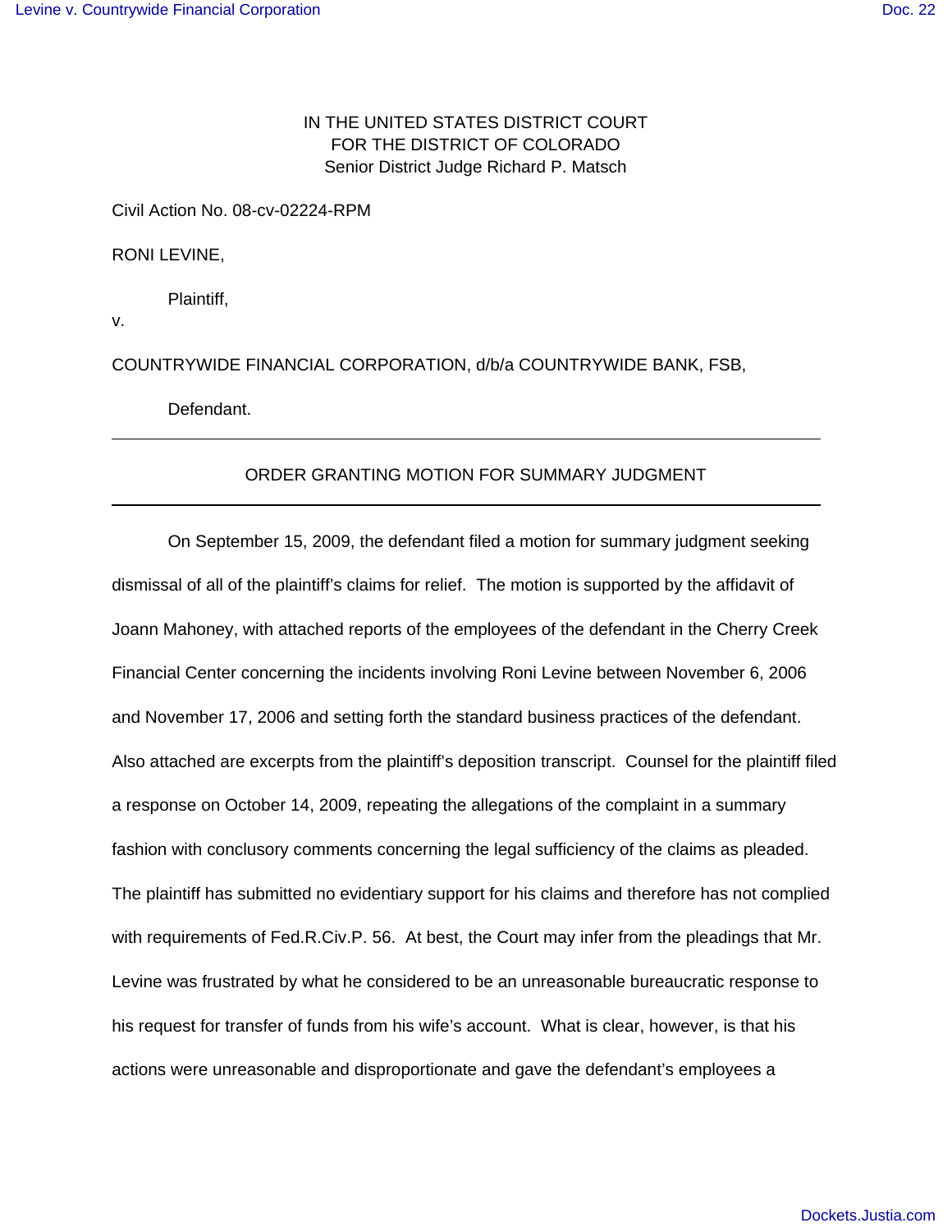IN THE UNITED STATES DISTRICT COURT
FOR THE DISTRICT OF COLORADO
Senior District Judge Richard P. Matsch

Civil Action No. 08-cv-02224-RPM

RONI LEVINE,

Plaintiff,

v.

COUNTRYWIDE FINANCIAL CORPORATION, d/b/a COUNTRYWIDE BANK, FSB,

Defendant.

---

ORDER GRANTING MOTION FOR SUMMARY JUDGMENT

---

On September 15, 2009, the defendant filed a motion for summary judgment seeking dismissal of all of the plaintiff's claims for relief. The motion is supported by the affidavit of Joann Mahoney, with attached reports of the employees of the defendant in the Cherry Creek Financial Center concerning the incidents involving Roni Levine between November 6, 2006 and November 17, 2006 and setting forth the standard business practices of the defendant. Also attached are excerpts from the plaintiff's deposition transcript. Counsel for the plaintiff filed a response on October 14, 2009, repeating the allegations of the complaint in a summary fashion with conclusory comments concerning the legal sufficiency of the claims as pleaded. The plaintiff has submitted no evidentiary support for his claims and therefore has not complied with requirements of Fed.R.Civ.P. 56. At best, the Court may infer from the pleadings that Mr. Levine was frustrated by what he considered to be an unreasonable bureaucratic response to his request for transfer of funds from his wife's account. What is clear, however, is that his actions were unreasonable and disproportionate and gave the defendant's employees a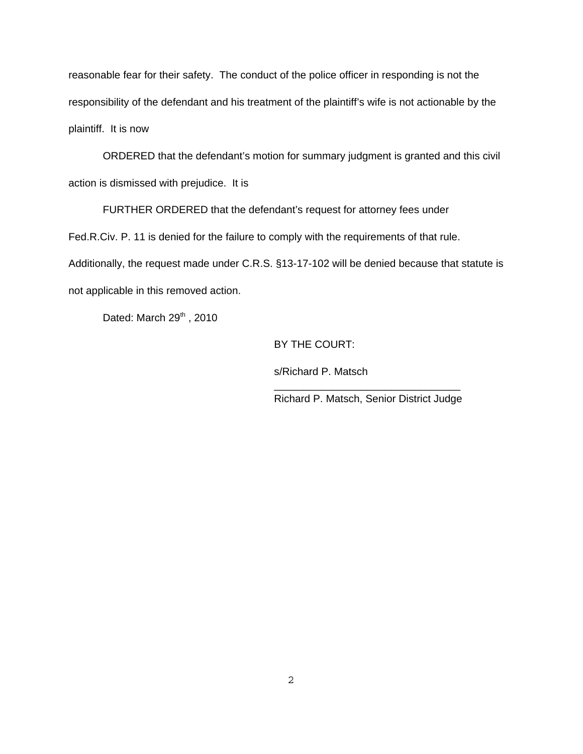reasonable fear for their safety. The conduct of the police officer in responding is not the responsibility of the defendant and his treatment of the plaintiff's wife is not actionable by the plaintiff. It is now

ORDERED that the defendant's motion for summary judgment is granted and this civil action is dismissed with prejudice. It is

FURTHER ORDERED that the defendant's request for attorney fees under Fed.R.Civ. P. 11 is denied for the failure to comply with the requirements of that rule. Additionally, the request made under C.R.S. §13-17-102 will be denied because that statute is not applicable in this removed action.

Dated: March 29th , 2010

BY THE COURT:

s/Richard P. Matsch

\_\_\_\_\_\_\_\_\_\_\_\_\_\_\_\_\_\_\_\_\_\_\_\_\_\_\_\_\_\_\_\_

Richard P. Matsch, Senior District Judge